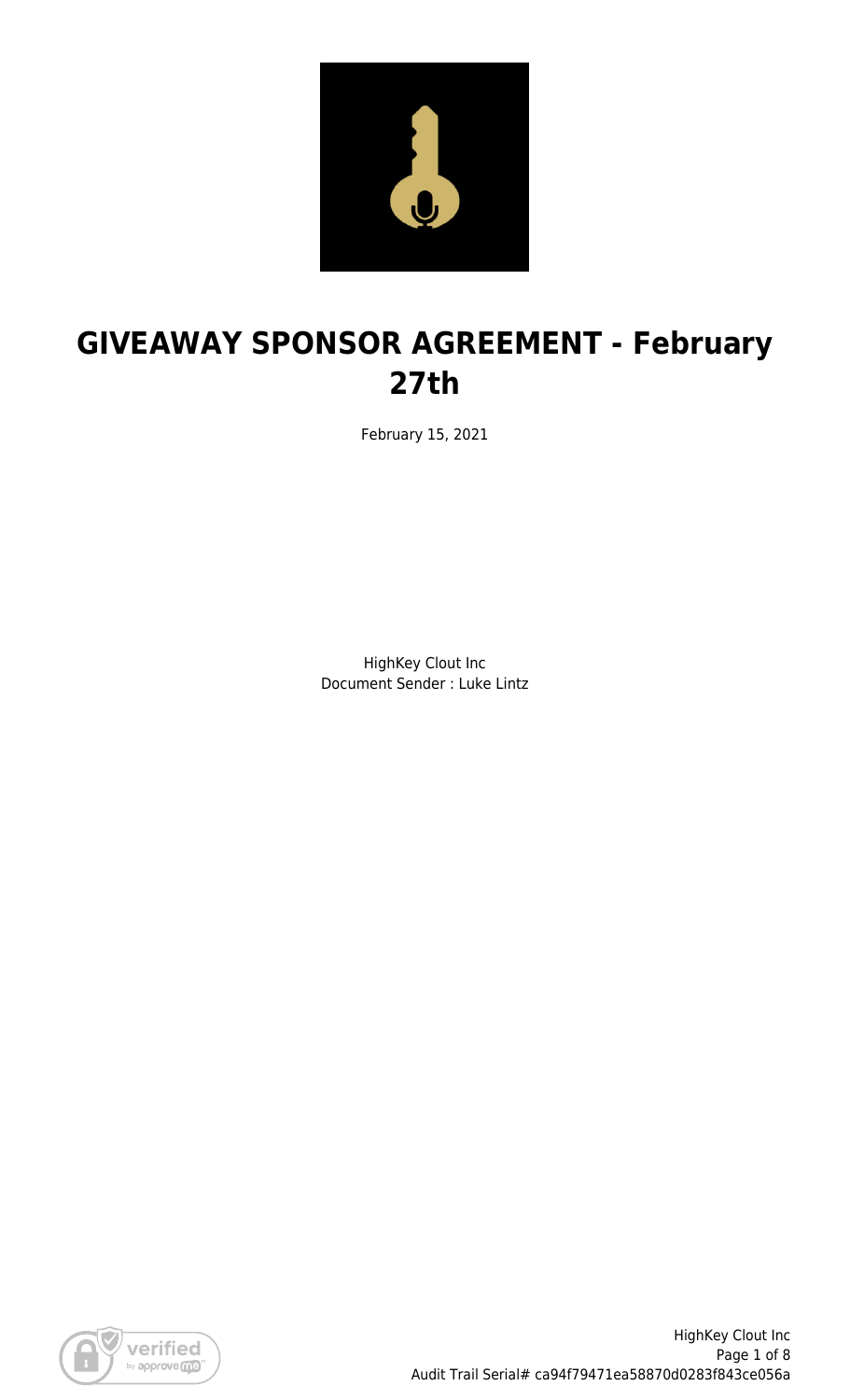# GIVEAWAY SPONSOR AGREEMENT - February 27th

February 15, 2021

HighKey Clout Inc
Document Sender : Luke Lintz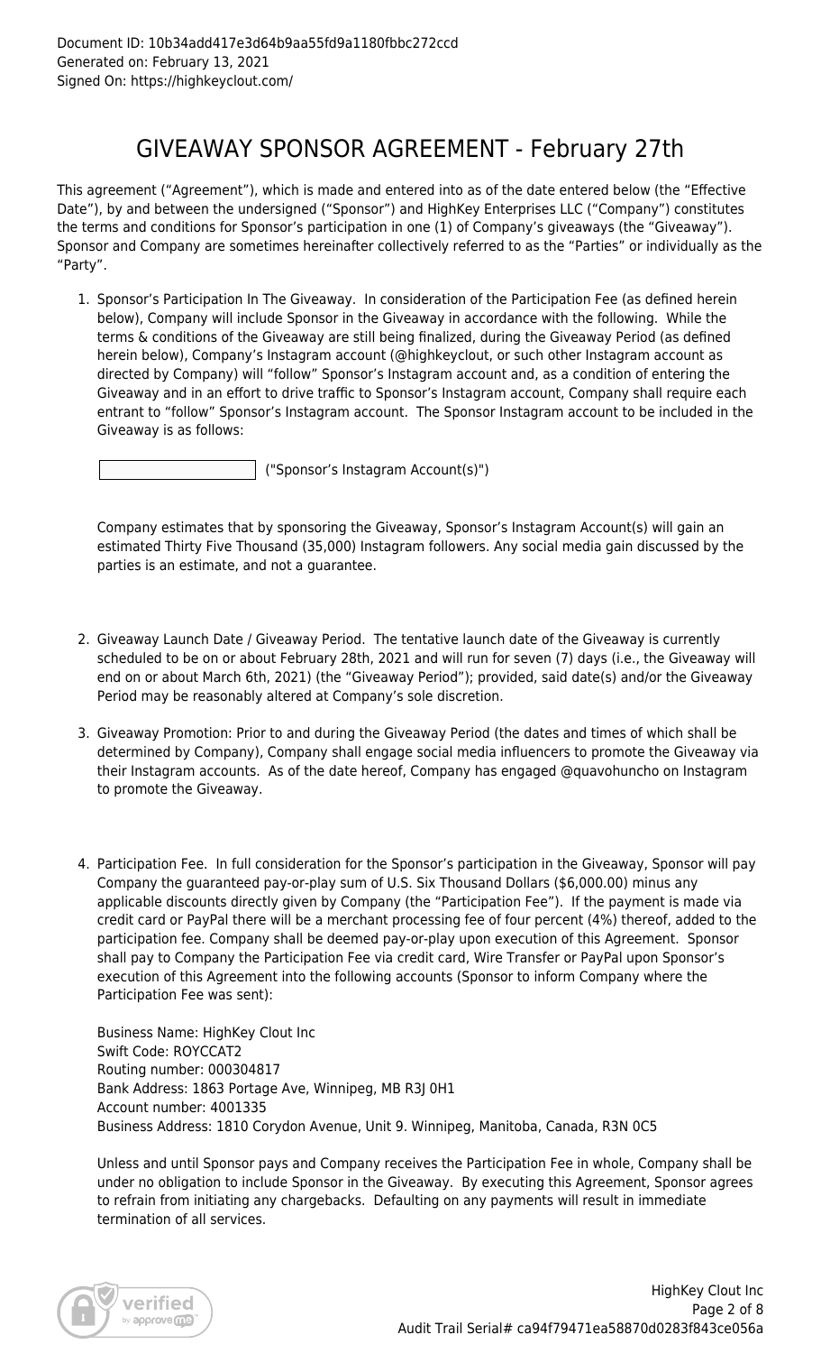Document ID: 10b34add417e3d64b9aa55fd9a1180fbbc272ccd
Generated on: February 13, 2021
Signed On: https://highkeyclout.com/

# GIVEAWAY SPONSOR AGREEMENT - February 27th

This agreement ("Agreement"), which is made and entered into as of the date entered below (the "Effective Date"), by and between the undersigned ("Sponsor") and HighKey Enterprises LLC ("Company") constitutes the terms and conditions for Sponsor's participation in one (1) of Company's giveaways (the "Giveaway"). Sponsor and Company are sometimes hereinafter collectively referred to as the "Parties" or individually as the "Party".

1. Sponsor's Participation In The Giveaway. In consideration of the Participation Fee (as defined herein below), Company will include Sponsor in the Giveaway in accordance with the following. While the terms & conditions of the Giveaway are still being finalized, during the Giveaway Period (as defined herein below), Company's Instagram account (@highkeyclout, or such other Instagram account as directed by Company) will "follow" Sponsor's Instagram account and, as a condition of entering the Giveaway and in an effort to drive traffic to Sponsor's Instagram account, Company shall require each entrant to "follow" Sponsor's Instagram account. The Sponsor Instagram account to be included in the Giveaway is as follows:

   ____________________ ("Sponsor's Instagram Account(s)")

   Company estimates that by sponsoring the Giveaway, Sponsor's Instagram Account(s) will gain an estimated Thirty Five Thousand (35,000) Instagram followers. Any social media gain discussed by the parties is an estimate, and not a guarantee.

2. Giveaway Launch Date / Giveaway Period. The tentative launch date of the Giveaway is currently scheduled to be on or about February 28th, 2021 and will run for seven (7) days (i.e., the Giveaway will end on or about March 6th, 2021) (the "Giveaway Period"); provided, said date(s) and/or the Giveaway Period may be reasonably altered at Company's sole discretion.

3. Giveaway Promotion: Prior to and during the Giveaway Period (the dates and times of which shall be determined by Company), Company shall engage social media influencers to promote the Giveaway via their Instagram accounts. As of the date hereof, Company has engaged @quavohuncho on Instagram to promote the Giveaway.

4. Participation Fee. In full consideration for the Sponsor's participation in the Giveaway, Sponsor will pay Company the guaranteed pay-or-play sum of U.S. Six Thousand Dollars ($6,000.00) minus any applicable discounts directly given by Company (the "Participation Fee"). If the payment is made via credit card or PayPal there will be a merchant processing fee of four percent (4%) thereof, added to the participation fee. Company shall be deemed pay-or-play upon execution of this Agreement. Sponsor shall pay to Company the Participation Fee via credit card, Wire Transfer or PayPal upon Sponsor's execution of this Agreement into the following accounts (Sponsor to inform Company where the Participation Fee was sent):

   Business Name: HighKey Clout Inc
   Swift Code: ROYCCAT2
   Routing number: 000304817
   Bank Address: 1863 Portage Ave, Winnipeg, MB R3J 0H1
   Account number: 4001335
   Business Address: 1810 Corydon Avenue, Unit 9. Winnipeg, Manitoba, Canada, R3N 0C5

   Unless and until Sponsor pays and Company receives the Participation Fee in whole, Company shall be under no obligation to include Sponsor in the Giveaway. By executing this Agreement, Sponsor agrees to refrain from initiating any chargebacks. Defaulting on any payments will result in immediate termination of all services.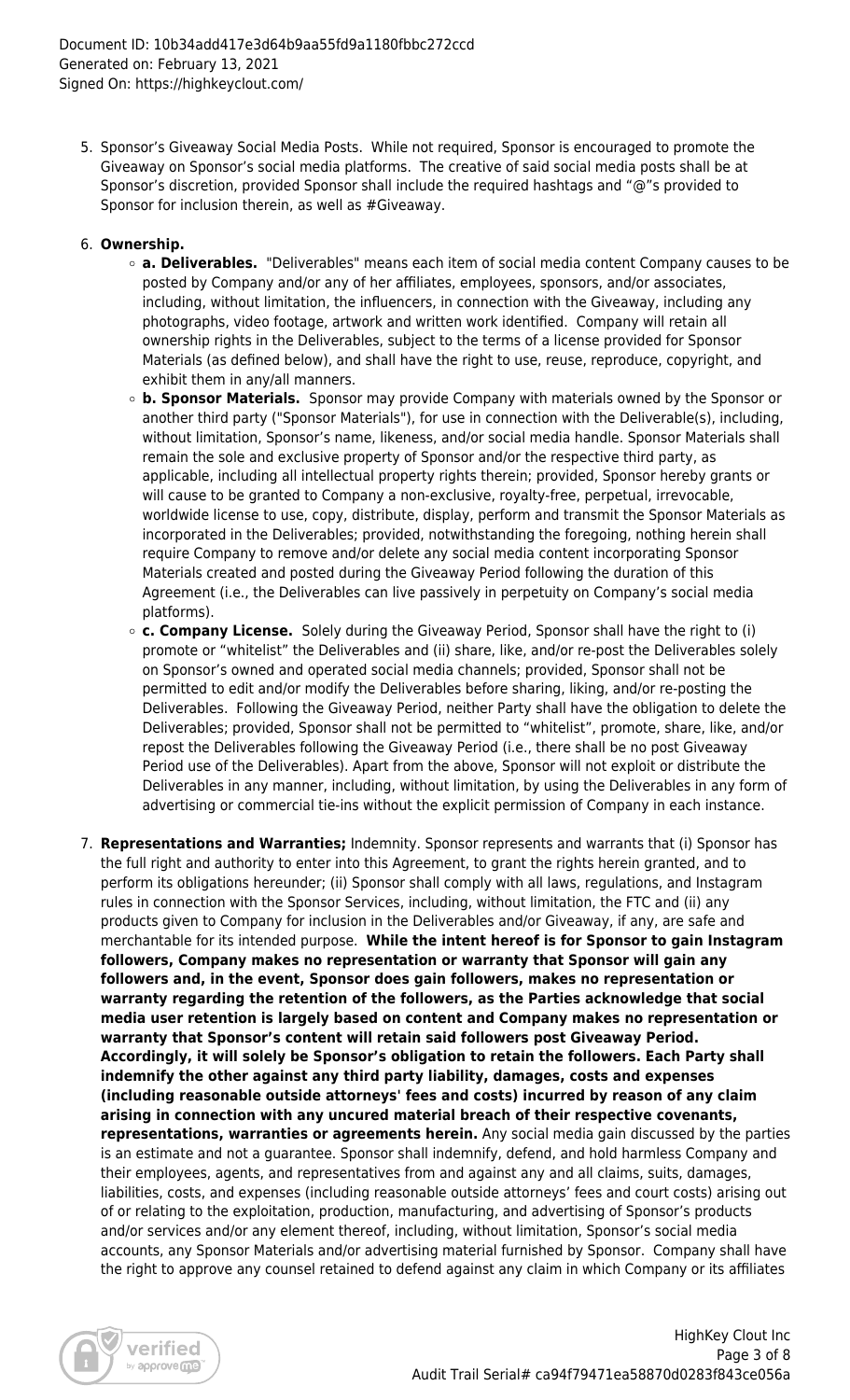5. Sponsor's Giveaway Social Media Posts. While not required, Sponsor is encouraged to promote the Giveaway on Sponsor's social media platforms. The creative of said social media posts shall be at Sponsor's discretion, provided Sponsor shall include the required hashtags and "@"s provided to Sponsor for inclusion therein, as well as #Giveaway.

6. **Ownership.**
   - **a. Deliverables.** "Deliverables" means each item of social media content Company causes to be posted by Company and/or any of her affiliates, employees, sponsors, and/or associates, including, without limitation, the influencers, in connection with the Giveaway, including any photographs, video footage, artwork and written work identified. Company will retain all ownership rights in the Deliverables, subject to the terms of a license provided for Sponsor Materials (as defined below), and shall have the right to use, reuse, reproduce, copyright, and exhibit them in any/all manners.
   - **b. Sponsor Materials.** Sponsor may provide Company with materials owned by the Sponsor or another third party ("Sponsor Materials"), for use in connection with the Deliverable(s), including, without limitation, Sponsor's name, likeness, and/or social media handle. Sponsor Materials shall remain the sole and exclusive property of Sponsor and/or the respective third party, as applicable, including all intellectual property rights therein; provided, Sponsor hereby grants or will cause to be granted to Company a non-exclusive, royalty-free, perpetual, irrevocable, worldwide license to use, copy, distribute, display, perform and transmit the Sponsor Materials as incorporated in the Deliverables; provided, notwithstanding the foregoing, nothing herein shall require Company to remove and/or delete any social media content incorporating Sponsor Materials created and posted during the Giveaway Period following the duration of this Agreement (i.e., the Deliverables can live passively in perpetuity on Company's social media platforms).
   - **c. Company License.** Solely during the Giveaway Period, Sponsor shall have the right to (i) promote or "whitelist" the Deliverables and (ii) share, like, and/or re-post the Deliverables solely on Sponsor's owned and operated social media channels; provided, Sponsor shall not be permitted to edit and/or modify the Deliverables before sharing, liking, and/or re-posting the Deliverables. Following the Giveaway Period, neither Party shall have the obligation to delete the Deliverables; provided, Sponsor shall not be permitted to "whitelist", promote, share, like, and/or repost the Deliverables following the Giveaway Period (i.e., there shall be no post Giveaway Period use of the Deliverables). Apart from the above, Sponsor will not exploit or distribute the Deliverables in any manner, including, without limitation, by using the Deliverables in any form of advertising or commercial tie-ins without the explicit permission of Company in each instance.

7. **Representations and Warranties;** Indemnity. Sponsor represents and warrants that (i) Sponsor has the full right and authority to enter into this Agreement, to grant the rights herein granted, and to perform its obligations hereunder; (ii) Sponsor shall comply with all laws, regulations, and Instagram rules in connection with the Sponsor Services, including, without limitation, the FTC and (ii) any products given to Company for inclusion in the Deliverables and/or Giveaway, if any, are safe and merchantable for its intended purpose. **While the intent hereof is for Sponsor to gain Instagram followers, Company makes no representation or warranty that Sponsor will gain any followers and, in the event, Sponsor does gain followers, makes no representation or warranty regarding the retention of the followers, as the Parties acknowledge that social media user retention is largely based on content and Company makes no representation or warranty that Sponsor's content will retain said followers post Giveaway Period. Accordingly, it will solely be Sponsor's obligation to retain the followers. Each Party shall indemnify the other against any third party liability, damages, costs and expenses (including reasonable outside attorneys' fees and costs) incurred by reason of any claim arising in connection with any uncured material breach of their respective covenants, representations, warranties or agreements herein.** Any social media gain discussed by the parties is an estimate and not a guarantee. Sponsor shall indemnify, defend, and hold harmless Company and their employees, agents, and representatives from and against any and all claims, suits, damages, liabilities, costs, and expenses (including reasonable outside attorneys' fees and court costs) arising out of or relating to the exploitation, production, manufacturing, and advertising of Sponsor's products and/or services and/or any element thereof, including, without limitation, Sponsor's social media accounts, any Sponsor Materials and/or advertising material furnished by Sponsor. Company shall have the right to approve any counsel retained to defend against any claim in which Company or its affiliates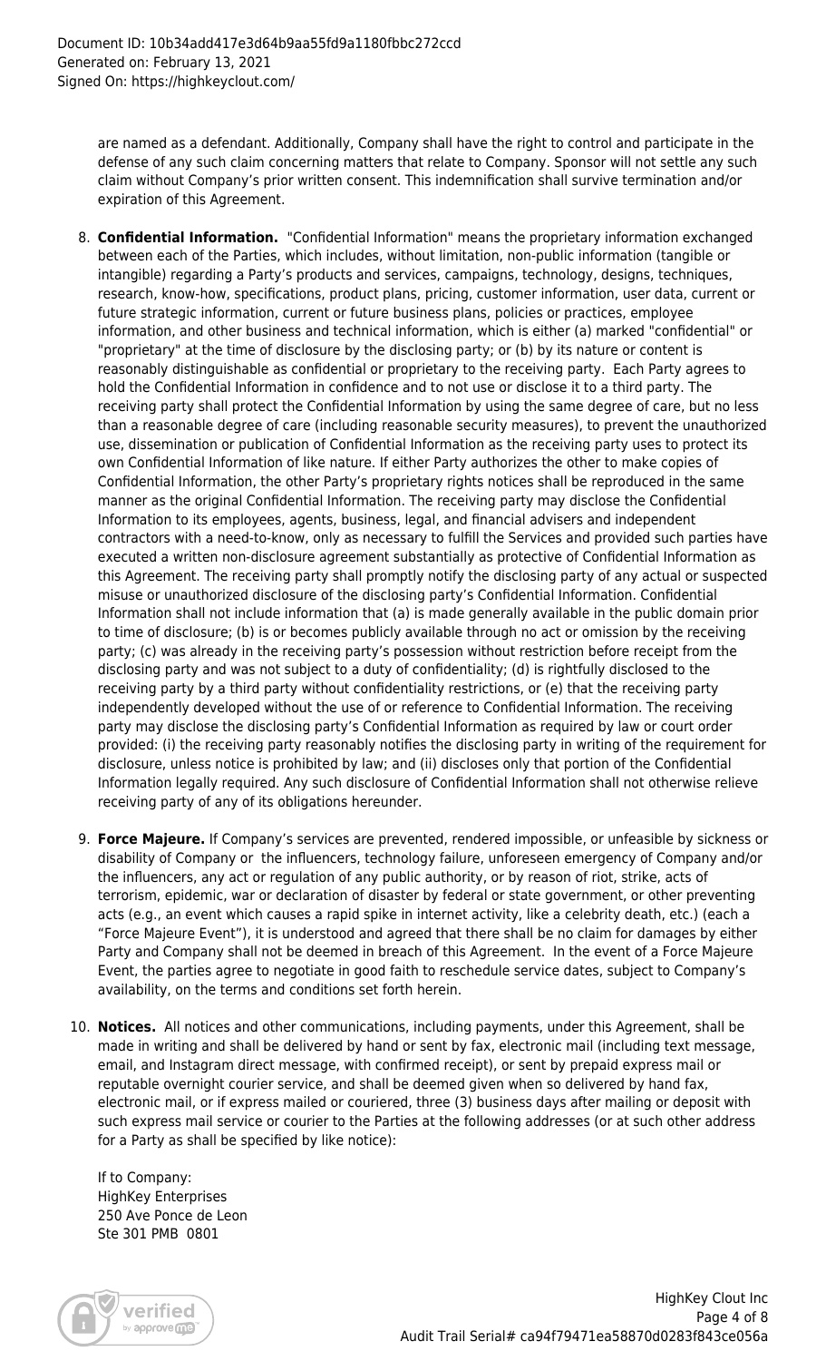are named as a defendant. Additionally, Company shall have the right to control and participate in the defense of any such claim concerning matters that relate to Company. Sponsor will not settle any such claim without Company's prior written consent. This indemnification shall survive termination and/or expiration of this Agreement.

8. **Confidential Information.** "Confidential Information" means the proprietary information exchanged between each of the Parties, which includes, without limitation, non-public information (tangible or intangible) regarding a Party's products and services, campaigns, technology, designs, techniques, research, know-how, specifications, product plans, pricing, customer information, user data, current or future strategic information, current or future business plans, policies or practices, employee information, and other business and technical information, which is either (a) marked "confidential" or "proprietary" at the time of disclosure by the disclosing party; or (b) by its nature or content is reasonably distinguishable as confidential or proprietary to the receiving party. Each Party agrees to hold the Confidential Information in confidence and to not use or disclose it to a third party. The receiving party shall protect the Confidential Information by using the same degree of care, but no less than a reasonable degree of care (including reasonable security measures), to prevent the unauthorized use, dissemination or publication of Confidential Information as the receiving party uses to protect its own Confidential Information of like nature. If either Party authorizes the other to make copies of Confidential Information, the other Party's proprietary rights notices shall be reproduced in the same manner as the original Confidential Information. The receiving party may disclose the Confidential Information to its employees, agents, business, legal, and financial advisers and independent contractors with a need-to-know, only as necessary to fulfill the Services and provided such parties have executed a written non-disclosure agreement substantially as protective of Confidential Information as this Agreement. The receiving party shall promptly notify the disclosing party of any actual or suspected misuse or unauthorized disclosure of the disclosing party's Confidential Information. Confidential Information shall not include information that (a) is made generally available in the public domain prior to time of disclosure; (b) is or becomes publicly available through no act or omission by the receiving party; (c) was already in the receiving party's possession without restriction before receipt from the disclosing party and was not subject to a duty of confidentiality; (d) is rightfully disclosed to the receiving party by a third party without confidentiality restrictions, or (e) that the receiving party independently developed without the use of or reference to Confidential Information. The receiving party may disclose the disclosing party's Confidential Information as required by law or court order provided: (i) the receiving party reasonably notifies the disclosing party in writing of the requirement for disclosure, unless notice is prohibited by law; and (ii) discloses only that portion of the Confidential Information legally required. Any such disclosure of Confidential Information shall not otherwise relieve receiving party of any of its obligations hereunder.

9. **Force Majeure.** If Company's services are prevented, rendered impossible, or unfeasible by sickness or disability of Company or the influencers, technology failure, unforeseen emergency of Company and/or the influencers, any act or regulation of any public authority, or by reason of riot, strike, acts of terrorism, epidemic, war or declaration of disaster by federal or state government, or other preventing acts (e.g., an event which causes a rapid spike in internet activity, like a celebrity death, etc.) (each a "Force Majeure Event"), it is understood and agreed that there shall be no claim for damages by either Party and Company shall not be deemed in breach of this Agreement. In the event of a Force Majeure Event, the parties agree to negotiate in good faith to reschedule service dates, subject to Company's availability, on the terms and conditions set forth herein.

10. **Notices.** All notices and other communications, including payments, under this Agreement, shall be made in writing and shall be delivered by hand or sent by fax, electronic mail (including text message, email, and Instagram direct message, with confirmed receipt), or sent by prepaid express mail or reputable overnight courier service, and shall be deemed given when so delivered by hand fax, electronic mail, or if express mailed or couriered, three (3) business days after mailing or deposit with such express mail service or courier to the Parties at the following addresses (or at such other address for a Party as shall be specified by like notice):

    If to Company:
    HighKey Enterprises
    250 Ave Ponce de Leon
    Ste 301 PMB 0801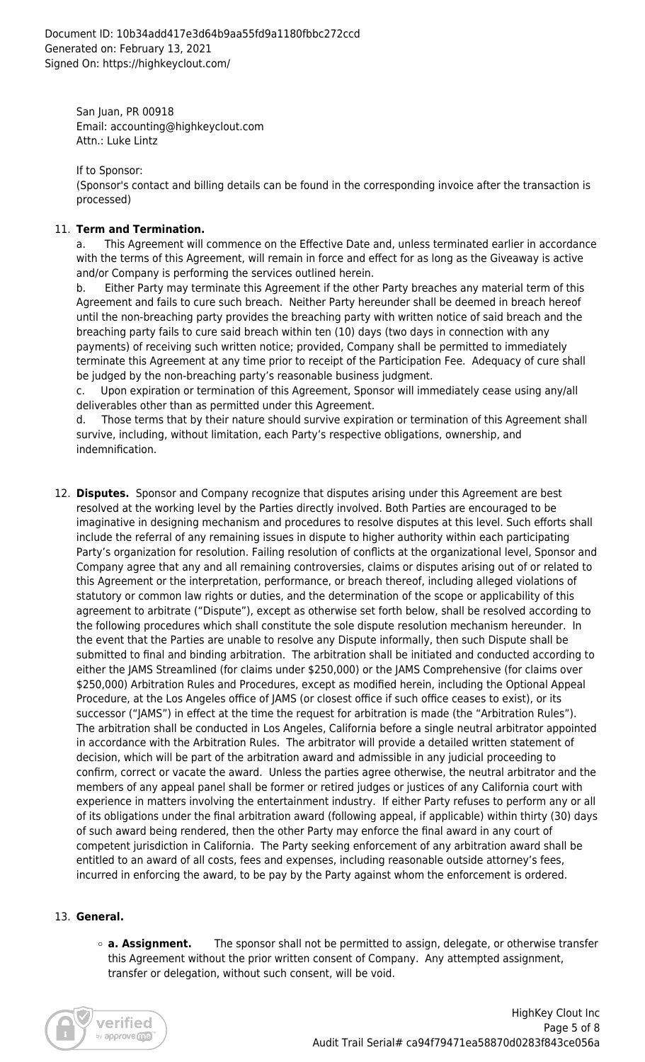San Juan, PR 00918
Email: accounting@highkeyclout.com
Attn.: Luke Lintz

If to Sponsor:
(Sponsor's contact and billing details can be found in the corresponding invoice after the transaction is processed)

11. **Term and Termination.**
    a. This Agreement will commence on the Effective Date and, unless terminated earlier in accordance with the terms of this Agreement, will remain in force and effect for as long as the Giveaway is active and/or Company is performing the services outlined herein.
    b. Either Party may terminate this Agreement if the other Party breaches any material term of this Agreement and fails to cure such breach. Neither Party hereunder shall be deemed in breach hereof until the non-breaching party provides the breaching party with written notice of said breach and the breaching party fails to cure said breach within ten (10) days (two days in connection with any payments) of receiving such written notice; provided, Company shall be permitted to immediately terminate this Agreement at any time prior to receipt of the Participation Fee. Adequacy of cure shall be judged by the non-breaching party's reasonable business judgment.
    c. Upon expiration or termination of this Agreement, Sponsor will immediately cease using any/all deliverables other than as permitted under this Agreement.
    d. Those terms that by their nature should survive expiration or termination of this Agreement shall survive, including, without limitation, each Party's respective obligations, ownership, and indemnification.

12. **Disputes.** Sponsor and Company recognize that disputes arising under this Agreement are best resolved at the working level by the Parties directly involved. Both Parties are encouraged to be imaginative in designing mechanism and procedures to resolve disputes at this level. Such efforts shall include the referral of any remaining issues in dispute to higher authority within each participating Party's organization for resolution. Failing resolution of conflicts at the organizational level, Sponsor and Company agree that any and all remaining controversies, claims or disputes arising out of or related to this Agreement or the interpretation, performance, or breach thereof, including alleged violations of statutory or common law rights or duties, and the determination of the scope or applicability of this agreement to arbitrate ("Dispute"), except as otherwise set forth below, shall be resolved according to the following procedures which shall constitute the sole dispute resolution mechanism hereunder. In the event that the Parties are unable to resolve any Dispute informally, then such Dispute shall be submitted to final and binding arbitration. The arbitration shall be initiated and conducted according to either the JAMS Streamlined (for claims under $250,000) or the JAMS Comprehensive (for claims over $250,000) Arbitration Rules and Procedures, except as modified herein, including the Optional Appeal Procedure, at the Los Angeles office of JAMS (or closest office if such office ceases to exist), or its successor ("JAMS") in effect at the time the request for arbitration is made (the "Arbitration Rules"). The arbitration shall be conducted in Los Angeles, California before a single neutral arbitrator appointed in accordance with the Arbitration Rules. The arbitrator will provide a detailed written statement of decision, which will be part of the arbitration award and admissible in any judicial proceeding to confirm, correct or vacate the award. Unless the parties agree otherwise, the neutral arbitrator and the members of any appeal panel shall be former or retired judges or justices of any California court with experience in matters involving the entertainment industry. If either Party refuses to perform any or all of its obligations under the final arbitration award (following appeal, if applicable) within thirty (30) days of such award being rendered, then the other Party may enforce the final award in any court of competent jurisdiction in California. The Party seeking enforcement of any arbitration award shall be entitled to an award of all costs, fees and expenses, including reasonable outside attorney's fees, incurred in enforcing the award, to be pay by the Party against whom the enforcement is ordered.

13. **General.**
    - **a. Assignment.** The sponsor shall not be permitted to assign, delegate, or otherwise transfer this Agreement without the prior written consent of Company. Any attempted assignment, transfer or delegation, without such consent, will be void.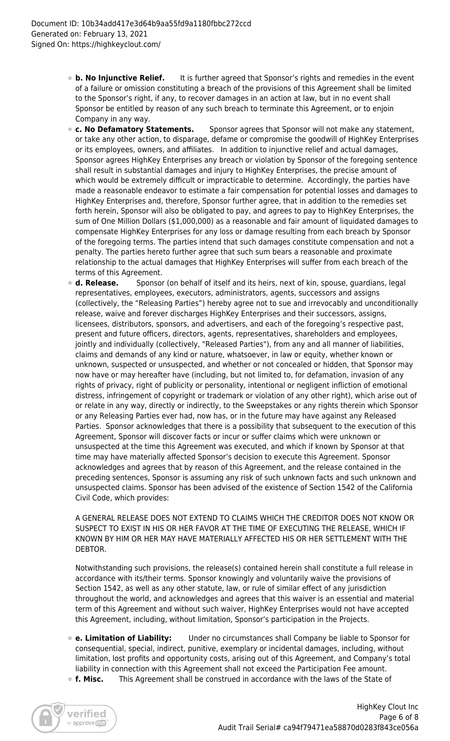- **b. No Injunctive Relief.** It is further agreed that Sponsor's rights and remedies in the event of a failure or omission constituting a breach of the provisions of this Agreement shall be limited to the Sponsor's right, if any, to recover damages in an action at law, but in no event shall Sponsor be entitled by reason of any such breach to terminate this Agreement, or to enjoin Company in any way.
- **c. No Defamatory Statements.** Sponsor agrees that Sponsor will not make any statement, or take any other action, to disparage, defame or compromise the goodwill of HighKey Enterprises or its employees, owners, and affiliates. In addition to injunctive relief and actual damages, Sponsor agrees HighKey Enterprises any breach or violation by Sponsor of the foregoing sentence shall result in substantial damages and injury to HighKey Enterprises, the precise amount of which would be extremely difficult or impracticable to determine. Accordingly, the parties have made a reasonable endeavor to estimate a fair compensation for potential losses and damages to HighKey Enterprises and, therefore, Sponsor further agree, that in addition to the remedies set forth herein, Sponsor will also be obligated to pay, and agrees to pay to HighKey Enterprises, the sum of One Million Dollars ($1,000,000) as a reasonable and fair amount of liquidated damages to compensate HighKey Enterprises for any loss or damage resulting from each breach by Sponsor of the foregoing terms. The parties intend that such damages constitute compensation and not a penalty. The parties hereto further agree that such sum bears a reasonable and proximate relationship to the actual damages that HighKey Enterprises will suffer from each breach of the terms of this Agreement.
- **d. Release.** Sponsor (on behalf of itself and its heirs, next of kin, spouse, guardians, legal representatives, employees, executors, administrators, agents, successors and assigns (collectively, the "Releasing Parties") hereby agree not to sue and irrevocably and unconditionally release, waive and forever discharges HighKey Enterprises and their successors, assigns, licensees, distributors, sponsors, and advertisers, and each of the foregoing's respective past, present and future officers, directors, agents, representatives, shareholders and employees, jointly and individually (collectively, "Released Parties"), from any and all manner of liabilities, claims and demands of any kind or nature, whatsoever, in law or equity, whether known or unknown, suspected or unsuspected, and whether or not concealed or hidden, that Sponsor may now have or may hereafter have (including, but not limited to, for defamation, invasion of any rights of privacy, right of publicity or personality, intentional or negligent infliction of emotional distress, infringement of copyright or trademark or violation of any other right), which arise out of or relate in any way, directly or indirectly, to the Sweepstakes or any rights therein which Sponsor or any Releasing Parties ever had, now has, or in the future may have against any Released Parties. Sponsor acknowledges that there is a possibility that subsequent to the execution of this Agreement, Sponsor will discover facts or incur or suffer claims which were unknown or unsuspected at the time this Agreement was executed, and which if known by Sponsor at that time may have materially affected Sponsor's decision to execute this Agreement. Sponsor acknowledges and agrees that by reason of this Agreement, and the release contained in the preceding sentences, Sponsor is assuming any risk of such unknown facts and such unknown and unsuspected claims. Sponsor has been advised of the existence of Section 1542 of the California Civil Code, which provides:

  A GENERAL RELEASE DOES NOT EXTEND TO CLAIMS WHICH THE CREDITOR DOES NOT KNOW OR SUSPECT TO EXIST IN HIS OR HER FAVOR AT THE TIME OF EXECUTING THE RELEASE, WHICH IF KNOWN BY HIM OR HER MAY HAVE MATERIALLY AFFECTED HIS OR HER SETTLEMENT WITH THE DEBTOR.

  Notwithstanding such provisions, the release(s) contained herein shall constitute a full release in accordance with its/their terms. Sponsor knowingly and voluntarily waive the provisions of Section 1542, as well as any other statute, law, or rule of similar effect of any jurisdiction throughout the world, and acknowledges and agrees that this waiver is an essential and material term of this Agreement and without such waiver, HighKey Enterprises would not have accepted this Agreement, including, without limitation, Sponsor's participation in the Projects.
- **e. Limitation of Liability:** Under no circumstances shall Company be liable to Sponsor for consequential, special, indirect, punitive, exemplary or incidental damages, including, without limitation, lost profits and opportunity costs, arising out of this Agreement, and Company's total liability in connection with this Agreement shall not exceed the Participation Fee amount.
- **f. Misc.** This Agreement shall be construed in accordance with the laws of the State of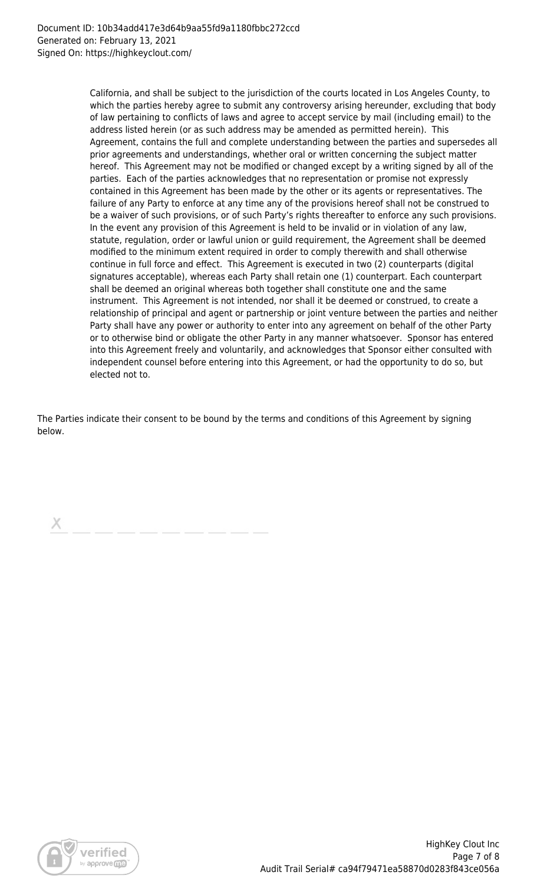California, and shall be subject to the jurisdiction of the courts located in Los Angeles County, to which the parties hereby agree to submit any controversy arising hereunder, excluding that body of law pertaining to conflicts of laws and agree to accept service by mail (including email) to the address listed herein (or as such address may be amended as permitted herein). This Agreement, contains the full and complete understanding between the parties and supersedes all prior agreements and understandings, whether oral or written concerning the subject matter hereof. This Agreement may not be modified or changed except by a writing signed by all of the parties. Each of the parties acknowledges that no representation or promise not expressly contained in this Agreement has been made by the other or its agents or representatives. The failure of any Party to enforce at any time any of the provisions hereof shall not be construed to be a waiver of such provisions, or of such Party's rights thereafter to enforce any such provisions. In the event any provision of this Agreement is held to be invalid or in violation of any law, statute, regulation, order or lawful union or guild requirement, the Agreement shall be deemed modified to the minimum extent required in order to comply therewith and shall otherwise continue in full force and effect. This Agreement is executed in two (2) counterparts (digital signatures acceptable), whereas each Party shall retain one (1) counterpart. Each counterpart shall be deemed an original whereas both together shall constitute one and the same instrument. This Agreement is not intended, nor shall it be deemed or construed, to create a relationship of principal and agent or partnership or joint venture between the parties and neither Party shall have any power or authority to enter into any agreement on behalf of the other Party or to otherwise bind or obligate the other Party in any manner whatsoever. Sponsor has entered into this Agreement freely and voluntarily, and acknowledges that Sponsor either consulted with independent counsel before entering into this Agreement, or had the opportunity to do so, but elected not to.

The Parties indicate their consent to be bound by the terms and conditions of this Agreement by signing below.

X \_\_\_\_\_\_\_\_\_\_\_\_\_\_\_\_\_\_\_\_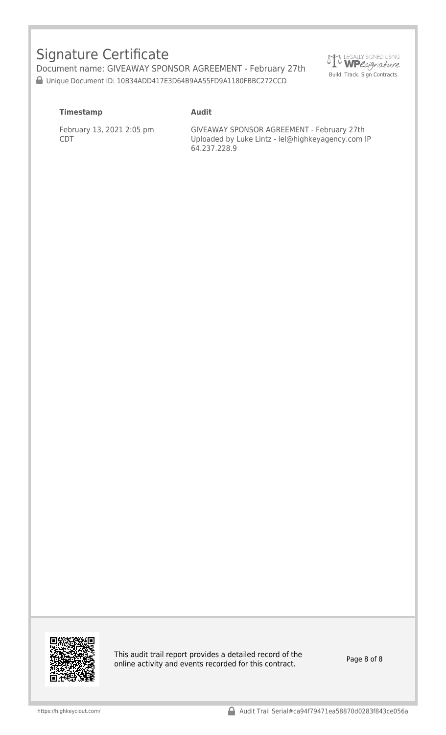# Signature Certificate

Document name: GIVEAWAY SPONSOR AGREEMENT - February 27th

Unique Document ID: 10B34ADD417E3D64B9AA55FD9A1180FBBC272CCD

LEGALLY SIGNED USING **WP**eSignature
Build. Track. Sign Contracts.

| Timestamp | Audit |
| --- | --- |
| February 13, 2021 2:05 pm CDT | GIVEAWAY SPONSOR AGREEMENT - February 27th Uploaded by Luke Lintz - lel@highkeyagency.com IP 64.237.228.9 |

This audit trail report provides a detailed record of the online activity and events recorded for this contract.

https://highkeyclout.com/

Audit Trail Serial#ca94f79471ea58870d0283f843ce056a